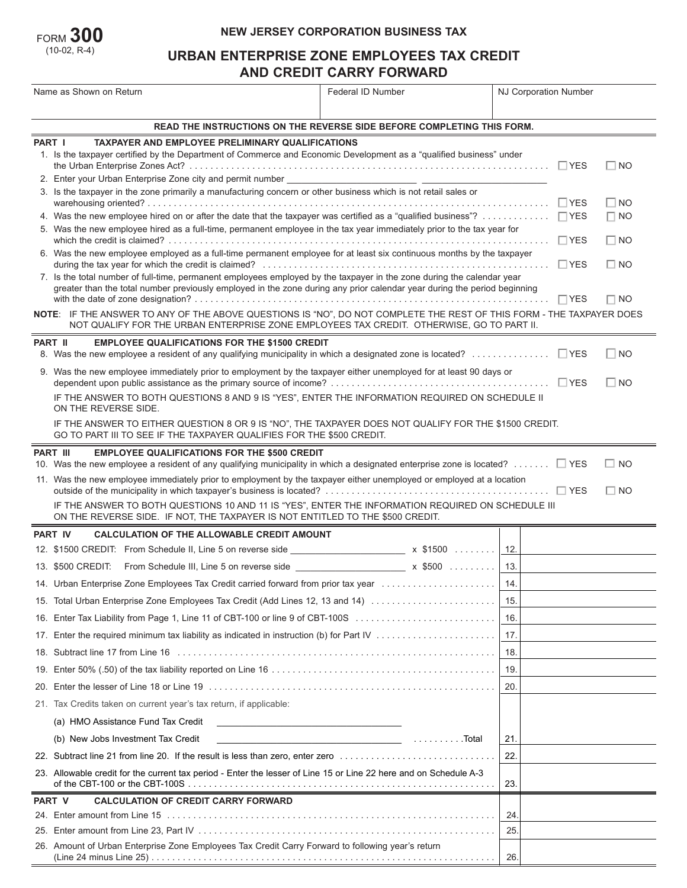FORM **300**
(10-02, R-4)

**NEW JERSEY CORPORATION BUSINESS TAX**

# URBAN ENTERPRISE ZONE EMPLOYEES TAX CREDIT AND CREDIT CARRY FORWARD

| Name as Shown on Return | Federal ID Number | NJ Corporation Number |
|---|---|---|
| | | |

**READ THE INSTRUCTIONS ON THE REVERSE SIDE BEFORE COMPLETING THIS FORM.**

## PART I TAXPAYER AND EMPLOYEE PRELIMINARY QUALIFICATIONS

1. Is the taxpayer certified by the Department of Commerce and Economic Development as a "qualified business" under the Urban Enterprise Zones Act? ☐ YES ☐ NO
2. Enter your Urban Enterprise Zone city and permit number ______________________ ______________________
3. Is the taxpayer in the zone primarily a manufacturing concern or other business which is not retail sales or warehousing oriented? ☐ YES ☐ NO
4. Was the new employee hired on or after the date that the taxpayer was certified as a "qualified business"? ☐ YES ☐ NO
5. Was the new employee hired as a full-time, permanent employee in the tax year immediately prior to the tax year for which the credit is claimed? ☐ YES ☐ NO
6. Was the new employee employed as a full-time permanent employee for at least six continuous months by the taxpayer during the tax year for which the credit is claimed? ☐ YES ☐ NO
7. Is the total number of full-time, permanent employees employed by the taxpayer in the zone during the calendar year greater than the total number previously employed in the zone during any prior calendar year during the period beginning with the date of zone designation? ☐ YES ☐ NO

**NOTE**: IF THE ANSWER TO ANY OF THE ABOVE QUESTIONS IS "NO", DO NOT COMPLETE THE REST OF THIS FORM - THE TAXPAYER DOES NOT QUALIFY FOR THE URBAN ENTERPRISE ZONE EMPLOYEES TAX CREDIT. OTHERWISE, GO TO PART II.

## PART II EMPLOYEE QUALIFICATIONS FOR THE $1500 CREDIT

8. Was the new employee a resident of any qualifying municipality in which a designated zone is located? ☐ YES ☐ NO
9. Was the new employee immediately prior to employment by the taxpayer either unemployed for at least 90 days or dependent upon public assistance as the primary source of income? ☐ YES ☐ NO

IF THE ANSWER TO BOTH QUESTIONS 8 AND 9 IS "YES", ENTER THE INFORMATION REQUIRED ON SCHEDULE II ON THE REVERSE SIDE.

IF THE ANSWER TO EITHER QUESTION 8 OR 9 IS "NO", THE TAXPAYER DOES NOT QUALIFY FOR THE $1500 CREDIT. GO TO PART III TO SEE IF THE TAXPAYER QUALIFIES FOR THE $500 CREDIT.

## PART III EMPLOYEE QUALIFICATIONS FOR THE $500 CREDIT

10. Was the new employee a resident of any qualifying municipality in which a designated enterprise zone is located? ☐ YES ☐ NO
11. Was the new employee immediately prior to employment by the taxpayer either unemployed or employed at a location outside of the municipality in which taxpayer's business is located? ☐ YES ☐ NO

IF THE ANSWER TO BOTH QUESTIONS 10 AND 11 IS "YES", ENTER THE INFORMATION REQUIRED ON SCHEDULE III ON THE REVERSE SIDE. IF NOT, THE TAXPAYER IS NOT ENTITLED TO THE $500 CREDIT.

## PART IV CALCULATION OF THE ALLOWABLE CREDIT AMOUNT

| | | |
|---|---|---|
| 12. $1500 CREDIT: From Schedule II, Line 5 on reverse side ______________ x $1500 | 12. | |
| 13. $500 CREDIT: From Schedule III, Line 5 on reverse side ______________ x $500 | 13. | |
| 14. Urban Enterprise Zone Employees Tax Credit carried forward from prior tax year | 14. | |
| 15. Total Urban Enterprise Zone Employees Tax Credit (Add Lines 12, 13 and 14) | 15. | |
| 16. Enter Tax Liability from Page 1, Line 11 of CBT-100 or line 9 of CBT-100S | 16. | |
| 17. Enter the required minimum tax liability as indicated in instruction (b) for Part IV | 17. | |
| 18. Subtract line 17 from Line 16 | 18. | |
| 19. Enter 50% (.50) of the tax liability reported on Line 16 | 19. | |
| 20. Enter the lesser of Line 18 or Line 19 | 20. | |
| 21. Tax Credits taken on current year's tax return, if applicable: | | |
| (a) HMO Assistance Fund Tax Credit ______________ | | |
| (b) New Jobs Investment Tax Credit ______________ Total | 21. | |
| 22. Subtract line 21 from line 20. If the result is less than zero, enter zero | 22. | |
| 23. Allowable credit for the current tax period - Enter the lesser of Line 15 or Line 22 here and on Schedule A-3 of the CBT-100 or the CBT-100S | 23. | |

## PART V CALCULATION OF CREDIT CARRY FORWARD

| | | |
|---|---|---|
| 24. Enter amount from Line 15 | 24. | |
| 25. Enter amount from Line 23, Part IV | 25. | |
| 26. Amount of Urban Enterprise Zone Employees Tax Credit Carry Forward to following year's return (Line 24 minus Line 25) | 26. | |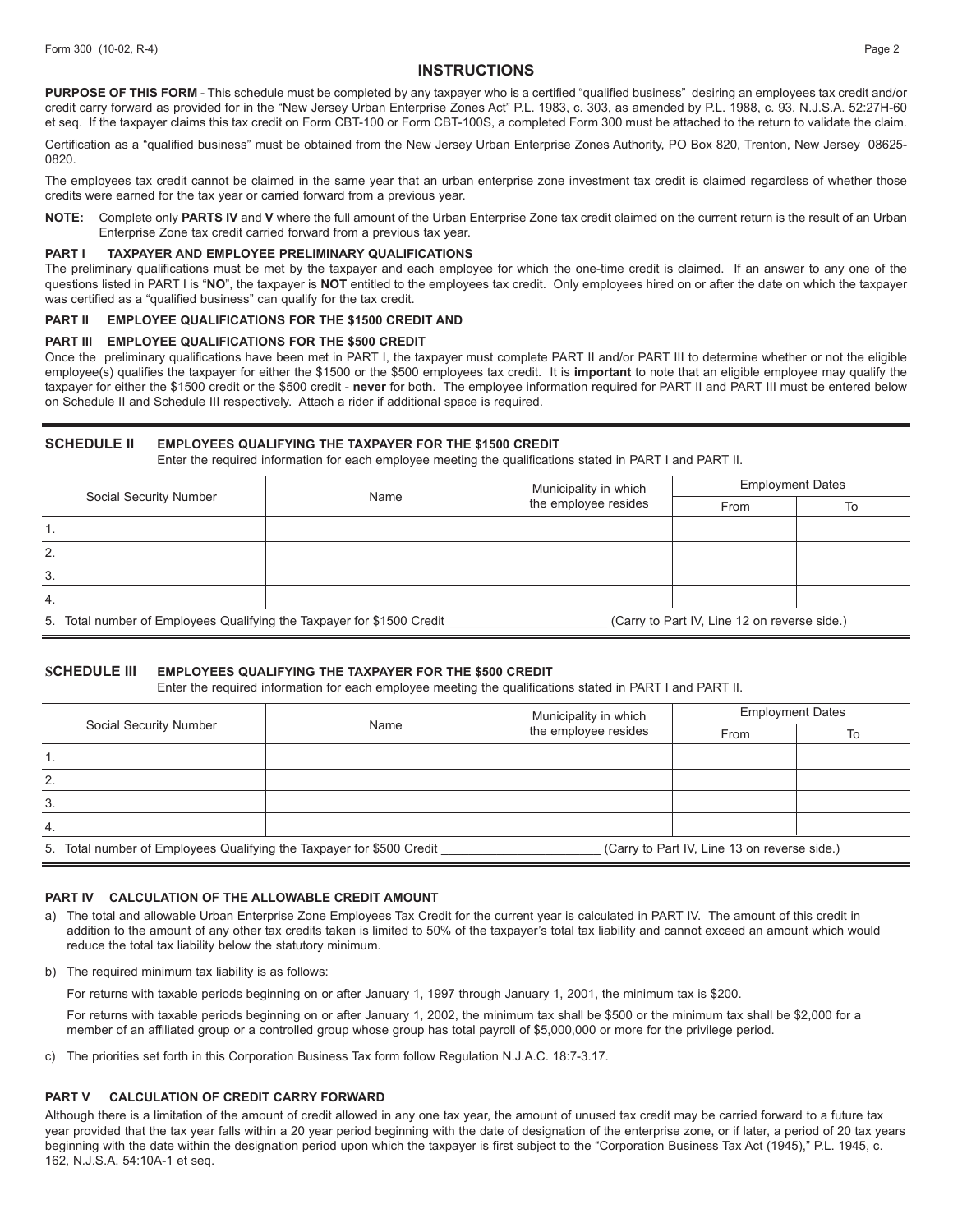## INSTRUCTIONS

**PURPOSE OF THIS FORM** - This schedule must be completed by any taxpayer who is a certified "qualified business" desiring an employees tax credit and/or credit carry forward as provided for in the "New Jersey Urban Enterprise Zones Act" P.L. 1983, c. 303, as amended by P.L. 1988, c. 93, N.J.S.A. 52:27H-60 et seq. If the taxpayer claims this tax credit on Form CBT-100 or Form CBT-100S, a completed Form 300 must be attached to the return to validate the claim.

Certification as a "qualified business" must be obtained from the New Jersey Urban Enterprise Zones Authority, PO Box 820, Trenton, New Jersey 08625-0820.

The employees tax credit cannot be claimed in the same year that an urban enterprise zone investment tax credit is claimed regardless of whether those credits were earned for the tax year or carried forward from a previous year.

**NOTE:** Complete only **PARTS IV** and **V** where the full amount of the Urban Enterprise Zone tax credit claimed on the current return is the result of an Urban Enterprise Zone tax credit carried forward from a previous tax year.

**PART I TAXPAYER AND EMPLOYEE PRELIMINARY QUALIFICATIONS**

The preliminary qualifications must be met by the taxpayer and each employee for which the one-time credit is claimed. If an answer to any one of the questions listed in PART I is "**NO**", the taxpayer is **NOT** entitled to the employees tax credit. Only employees hired on or after the date on which the taxpayer was certified as a "qualified business" can qualify for the tax credit.

**PART II EMPLOYEE QUALIFICATIONS FOR THE $1500 CREDIT AND**

**PART III EMPLOYEE QUALIFICATIONS FOR THE $500 CREDIT**

Once the preliminary qualifications have been met in PART I, the taxpayer must complete PART II and/or PART III to determine whether or not the eligible employee(s) qualifies the taxpayer for either the $1500 or the $500 employees tax credit. It is **important** to note that an eligible employee may qualify the taxpayer for either the $1500 credit or the $500 credit - **never** for both. The employee information required for PART II and PART III must be entered below on Schedule II and Schedule III respectively. Attach a rider if additional space is required.

**SCHEDULE II EMPLOYEES QUALIFYING THE TAXPAYER FOR THE $1500 CREDIT**

Enter the required information for each employee meeting the qualifications stated in PART I and PART II.

| Social Security Number | Name | Municipality in which the employee resides | Employment Dates | |
|---|---|---|---|---|
| | | | From | To |
| 1. | | | | |
| 2. | | | | |
| 3. | | | | |
| 4. | | | | |

5. Total number of Employees Qualifying the Taxpayer for $1500 Credit ______________ (Carry to Part IV, Line 12 on reverse side.)

**SCHEDULE III EMPLOYEES QUALIFYING THE TAXPAYER FOR THE $500 CREDIT**

Enter the required information for each employee meeting the qualifications stated in PART I and PART II.

| Social Security Number | Name | Municipality in which the employee resides | Employment Dates | |
|---|---|---|---|---|
| | | | From | To |
| 1. | | | | |
| 2. | | | | |
| 3. | | | | |
| 4. | | | | |

5. Total number of Employees Qualifying the Taxpayer for $500 Credit ______________ (Carry to Part IV, Line 13 on reverse side.)

**PART IV CALCULATION OF THE ALLOWABLE CREDIT AMOUNT**

a) The total and allowable Urban Enterprise Zone Employees Tax Credit for the current year is calculated in PART IV. The amount of this credit in addition to the amount of any other tax credits taken is limited to 50% of the taxpayer's total tax liability and cannot exceed an amount which would reduce the total tax liability below the statutory minimum.

b) The required minimum tax liability is as follows:

   For returns with taxable periods beginning on or after January 1, 1997 through January 1, 2001, the minimum tax is $200.

   For returns with taxable periods beginning on or after January 1, 2002, the minimum tax shall be $500 or the minimum tax shall be $2,000 for a member of an affiliated group or a controlled group whose group has total payroll of $5,000,000 or more for the privilege period.

c) The priorities set forth in this Corporation Business Tax form follow Regulation N.J.A.C. 18:7-3.17.

**PART V CALCULATION OF CREDIT CARRY FORWARD**

Although there is a limitation of the amount of credit allowed in any one tax year, the amount of unused tax credit may be carried forward to a future tax year provided that the tax year falls within a 20 year period beginning with the date of designation of the enterprise zone, or if later, a period of 20 tax years beginning with the date within the designation period upon which the taxpayer is first subject to the "Corporation Business Tax Act (1945)," P.L. 1945, c. 162, N.J.S.A. 54:10A-1 et seq.